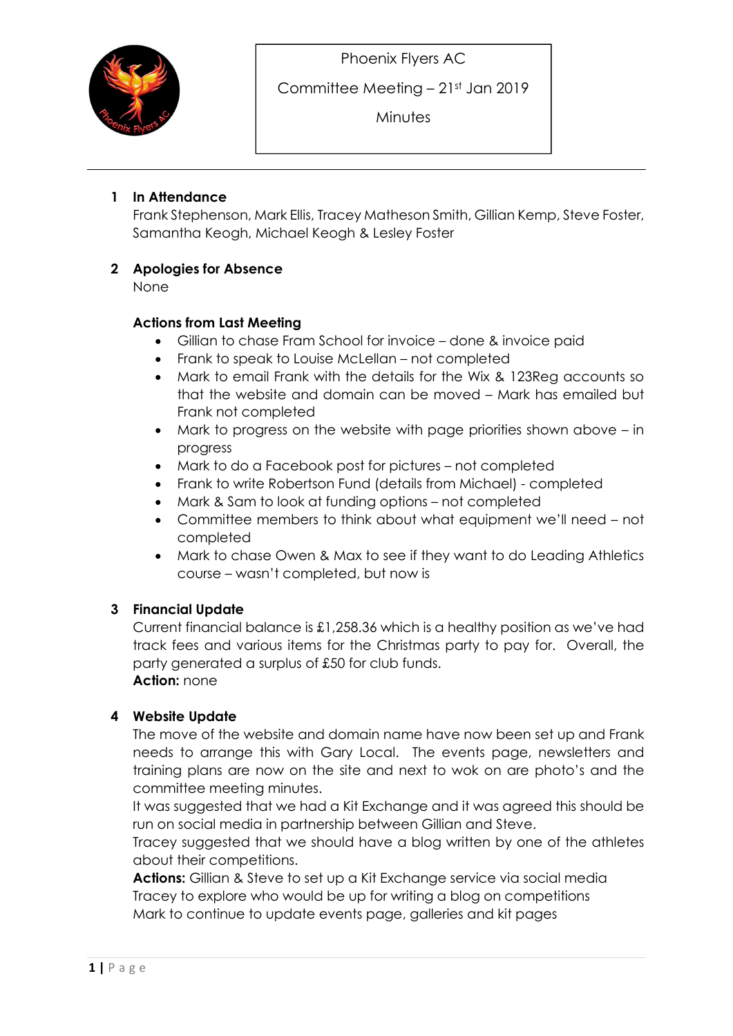Phoenix Flyers AC

Committee Meeting – 21st Jan 2019

Minutes

---

**1 In Attendance**

Frank Stephenson, Mark Ellis, Tracey Matheson Smith, Gillian Kemp, Steve Foster, Samantha Keogh, Michael Keogh & Lesley Foster

**2 Apologies for Absence**

None

**Actions from Last Meeting**

- Gillian to chase Fram School for invoice – done & invoice paid
- Frank to speak to Louise McLellan – not completed
- Mark to email Frank with the details for the Wix & 123Reg accounts so that the website and domain can be moved – Mark has emailed but Frank not completed
- Mark to progress on the website with page priorities shown above – in progress
- Mark to do a Facebook post for pictures – not completed
- Frank to write Robertson Fund (details from Michael) - completed
- Mark & Sam to look at funding options – not completed
- Committee members to think about what equipment we'll need – not completed
- Mark to chase Owen & Max to see if they want to do Leading Athletics course – wasn't completed, but now is

**3 Financial Update**

Current financial balance is £1,258.36 which is a healthy position as we've had track fees and various items for the Christmas party to pay for. Overall, the party generated a surplus of £50 for club funds.

**Action:** none

**4 Website Update**

The move of the website and domain name have now been set up and Frank needs to arrange this with Gary Local. The events page, newsletters and training plans are now on the site and next to wok on are photo's and the committee meeting minutes.

It was suggested that we had a Kit Exchange and it was agreed this should be run on social media in partnership between Gillian and Steve.

Tracey suggested that we should have a blog written by one of the athletes about their competitions.

**Actions:** Gillian & Steve to set up a Kit Exchange service via social media
Tracey to explore who would be up for writing a blog on competitions
Mark to continue to update events page, galleries and kit pages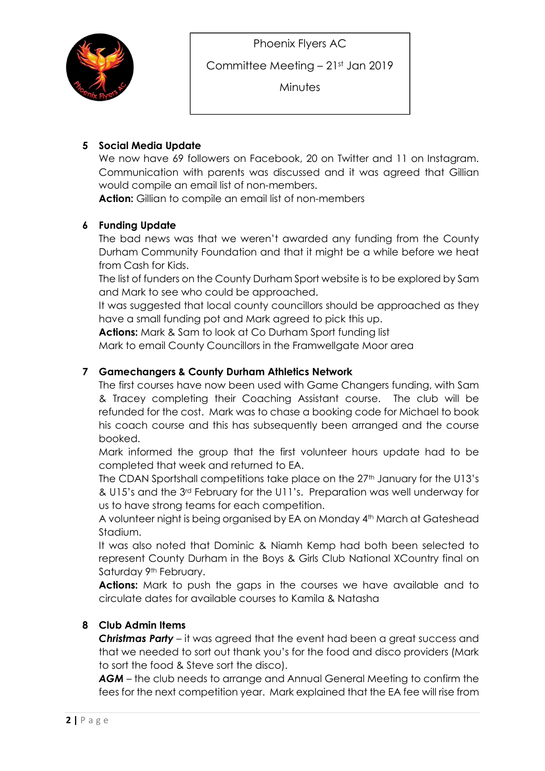Phoenix Flyers AC

Committee Meeting – 21st Jan 2019

Minutes

## 5 Social Media Update

We now have 69 followers on Facebook, 20 on Twitter and 11 on Instagram. Communication with parents was discussed and it was agreed that Gillian would compile an email list of non-members.

**Action:** Gillian to compile an email list of non-members

## 6 Funding Update

The bad news was that we weren't awarded any funding from the County Durham Community Foundation and that it might be a while before we heat from Cash for Kids.

The list of funders on the County Durham Sport website is to be explored by Sam and Mark to see who could be approached.

It was suggested that local county councillors should be approached as they have a small funding pot and Mark agreed to pick this up.

**Actions:** Mark & Sam to look at Co Durham Sport funding list

Mark to email County Councillors in the Framwellgate Moor area

## 7 Gamechangers & County Durham Athletics Network

The first courses have now been used with Game Changers funding, with Sam & Tracey completing their Coaching Assistant course. The club will be refunded for the cost. Mark was to chase a booking code for Michael to book his coach course and this has subsequently been arranged and the course booked.

Mark informed the group that the first volunteer hours update had to be completed that week and returned to EA.

The CDAN Sportshall competitions take place on the 27th January for the U13's & U15's and the 3rd February for the U11's. Preparation was well underway for us to have strong teams for each competition.

A volunteer night is being organised by EA on Monday 4th March at Gateshead Stadium.

It was also noted that Dominic & Niamh Kemp had both been selected to represent County Durham in the Boys & Girls Club National XCountry final on Saturday 9th February.

**Actions:** Mark to push the gaps in the courses we have available and to circulate dates for available courses to Kamila & Natasha

## 8 Club Admin Items

***Christmas Party*** – it was agreed that the event had been a great success and that we needed to sort out thank you's for the food and disco providers (Mark to sort the food & Steve sort the disco).

***AGM*** – the club needs to arrange and Annual General Meeting to confirm the fees for the next competition year. Mark explained that the EA fee will rise from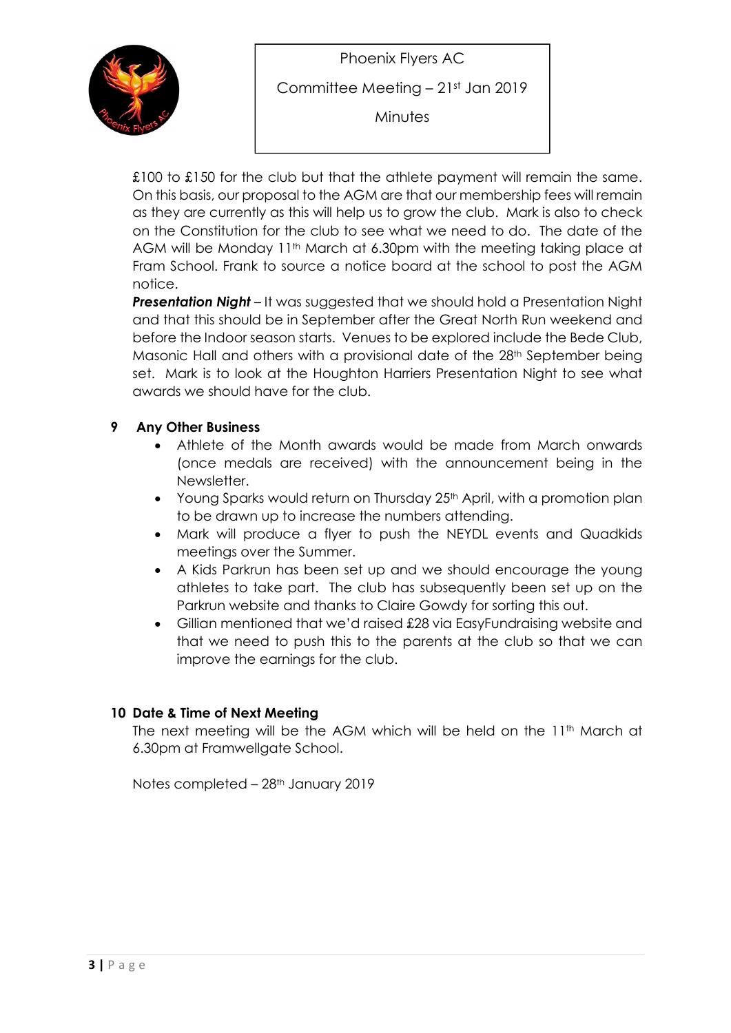£100 to £150 for the club but that the athlete payment will remain the same. On this basis, our proposal to the AGM are that our membership fees will remain as they are currently as this will help us to grow the club. Mark is also to check on the Constitution for the club to see what we need to do. The date of the AGM will be Monday 11th March at 6.30pm with the meeting taking place at Fram School. Frank to source a notice board at the school to post the AGM notice.

***Presentation Night*** – It was suggested that we should hold a Presentation Night and that this should be in September after the Great North Run weekend and before the Indoor season starts. Venues to be explored include the Bede Club, Masonic Hall and others with a provisional date of the 28th September being set. Mark is to look at the Houghton Harriers Presentation Night to see what awards we should have for the club.

**9 Any Other Business**

- Athlete of the Month awards would be made from March onwards (once medals are received) with the announcement being in the Newsletter.
- Young Sparks would return on Thursday 25th April, with a promotion plan to be drawn up to increase the numbers attending.
- Mark will produce a flyer to push the NEYDL events and Quadkids meetings over the Summer.
- A Kids Parkrun has been set up and we should encourage the young athletes to take part. The club has subsequently been set up on the Parkrun website and thanks to Claire Gowdy for sorting this out.
- Gillian mentioned that we'd raised £28 via EasyFundraising website and that we need to push this to the parents at the club so that we can improve the earnings for the club.

**10 Date & Time of Next Meeting**

The next meeting will be the AGM which will be held on the 11th March at 6.30pm at Framwellgate School.

Notes completed – 28th January 2019